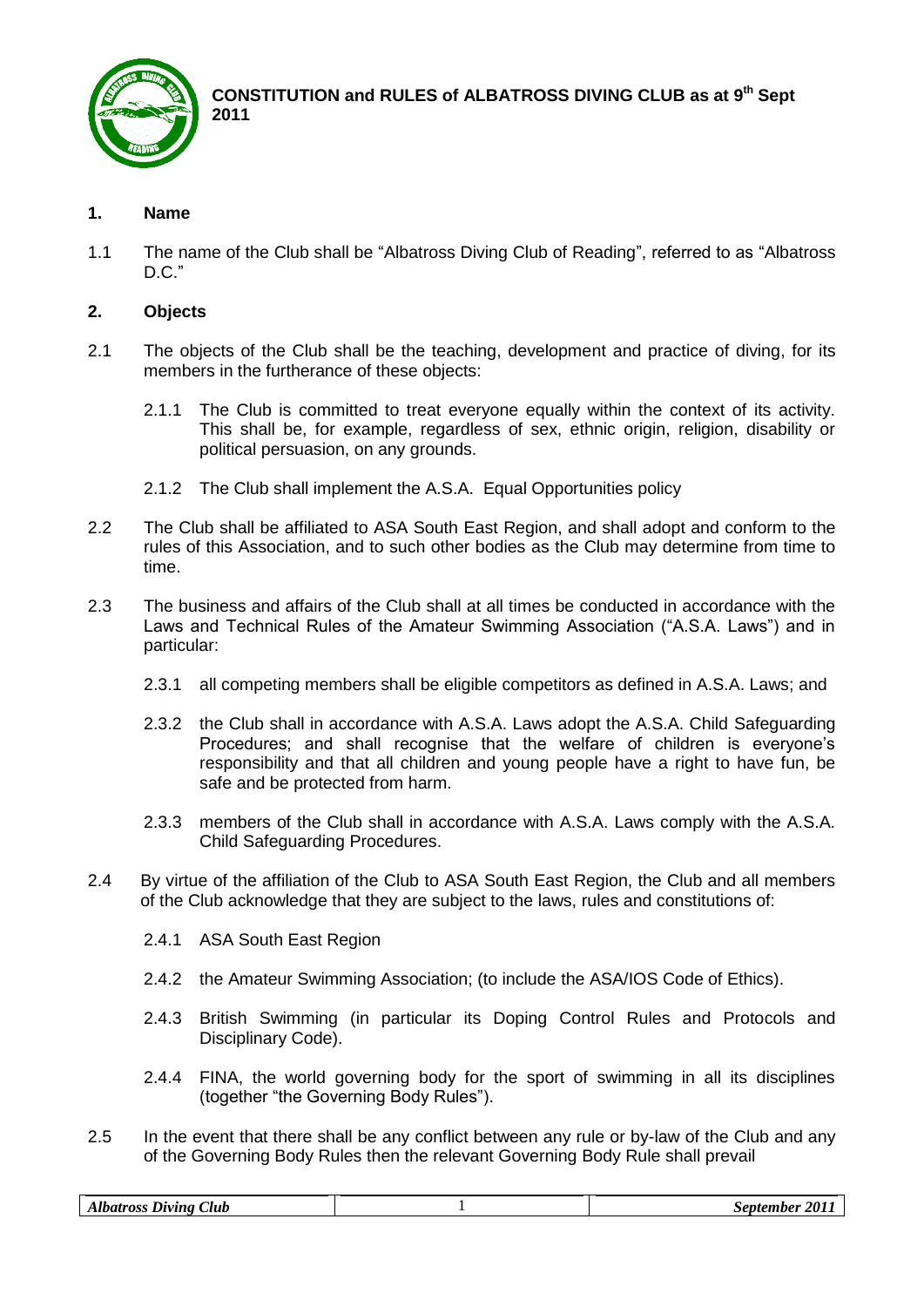# CONSTITUTION and RULES of ALBATROSS DIVING CLUB as at 9th Sept 2011

## 1. Name

1.1 The name of the Club shall be "Albatross Diving Club of Reading", referred to as "Albatross D.C."

## 2. Objects

2.1 The objects of the Club shall be the teaching, development and practice of diving, for its members in the furtherance of these objects:

2.1.1 The Club is committed to treat everyone equally within the context of its activity. This shall be, for example, regardless of sex, ethnic origin, religion, disability or political persuasion, on any grounds.

2.1.2 The Club shall implement the A.S.A. Equal Opportunities policy

2.2 The Club shall be affiliated to ASA South East Region, and shall adopt and conform to the rules of this Association, and to such other bodies as the Club may determine from time to time.

2.3 The business and affairs of the Club shall at all times be conducted in accordance with the Laws and Technical Rules of the Amateur Swimming Association ("A.S.A. Laws") and in particular:

2.3.1 all competing members shall be eligible competitors as defined in A.S.A. Laws; and

2.3.2 the Club shall in accordance with A.S.A. Laws adopt the A.S.A. Child Safeguarding Procedures; and shall recognise that the welfare of children is everyone's responsibility and that all children and young people have a right to have fun, be safe and be protected from harm.

2.3.3 members of the Club shall in accordance with A.S.A. Laws comply with the A.S.A. Child Safeguarding Procedures.

2.4 By virtue of the affiliation of the Club to ASA South East Region, the Club and all members of the Club acknowledge that they are subject to the laws, rules and constitutions of:

2.4.1 ASA South East Region

2.4.2 the Amateur Swimming Association; (to include the ASA/IOS Code of Ethics).

2.4.3 British Swimming (in particular its Doping Control Rules and Protocols and Disciplinary Code).

2.4.4 FINA, the world governing body for the sport of swimming in all its disciplines (together "the Governing Body Rules").

2.5 In the event that there shall be any conflict between any rule or by-law of the Club and any of the Governing Body Rules then the relevant Governing Body Rule shall prevail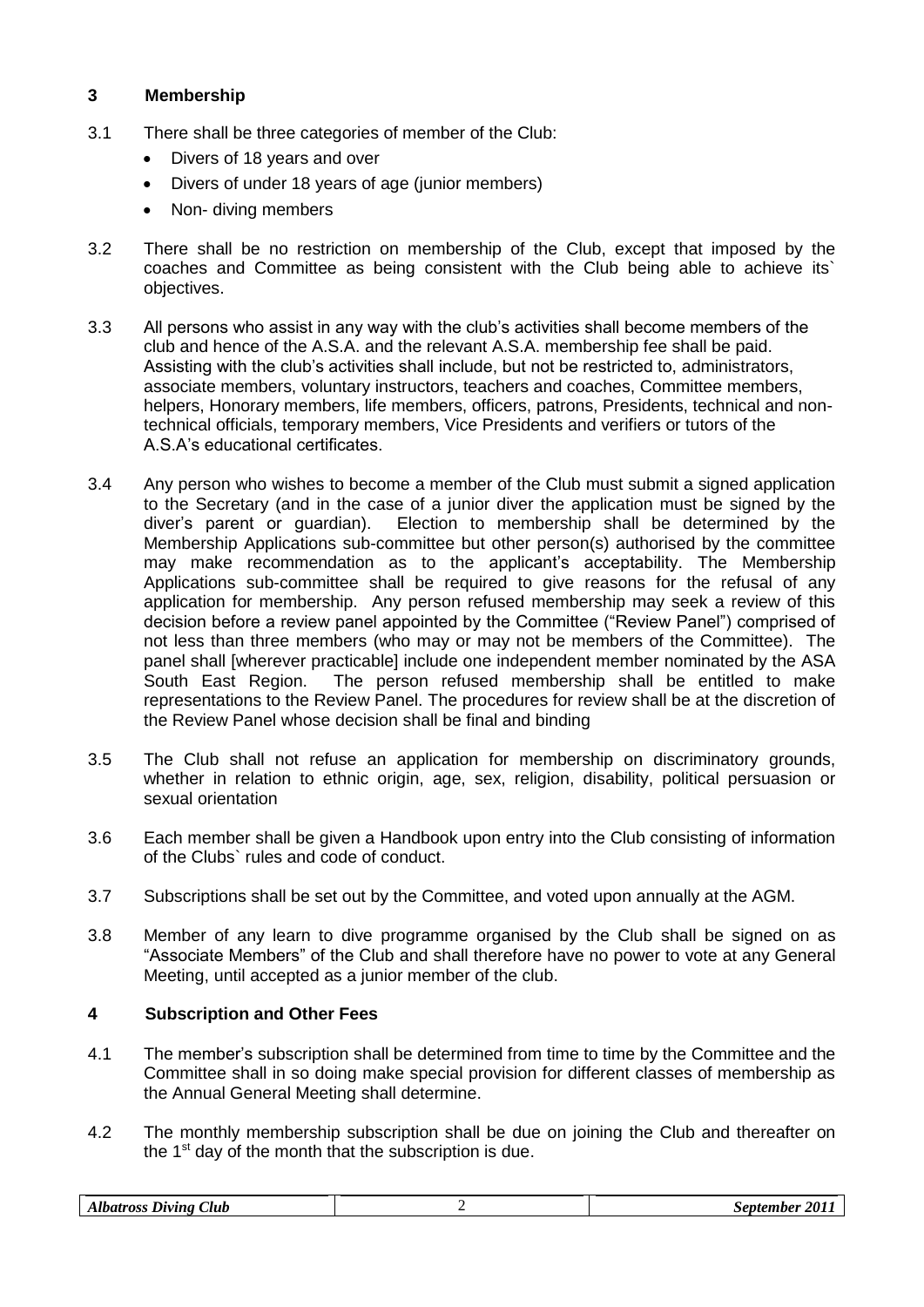## 3 Membership

3.1 There shall be three categories of member of the Club:

- Divers of 18 years and over
- Divers of under 18 years of age (junior members)
- Non- diving members

3.2 There shall be no restriction on membership of the Club, except that imposed by the coaches and Committee as being consistent with the Club being able to achieve its` objectives.

3.3 All persons who assist in any way with the club's activities shall become members of the club and hence of the A.S.A. and the relevant A.S.A. membership fee shall be paid. Assisting with the club's activities shall include, but not be restricted to, administrators, associate members, voluntary instructors, teachers and coaches, Committee members, helpers, Honorary members, life members, officers, patrons, Presidents, technical and non-technical officials, temporary members, Vice Presidents and verifiers or tutors of the A.S.A's educational certificates.

3.4 Any person who wishes to become a member of the Club must submit a signed application to the Secretary (and in the case of a junior diver the application must be signed by the diver's parent or guardian). Election to membership shall be determined by the Membership Applications sub-committee but other person(s) authorised by the committee may make recommendation as to the applicant's acceptability. The Membership Applications sub-committee shall be required to give reasons for the refusal of any application for membership. Any person refused membership may seek a review of this decision before a review panel appointed by the Committee ("Review Panel") comprised of not less than three members (who may or may not be members of the Committee). The panel shall [wherever practicable] include one independent member nominated by the ASA South East Region. The person refused membership shall be entitled to make representations to the Review Panel. The procedures for review shall be at the discretion of the Review Panel whose decision shall be final and binding

3.5 The Club shall not refuse an application for membership on discriminatory grounds, whether in relation to ethnic origin, age, sex, religion, disability, political persuasion or sexual orientation

3.6 Each member shall be given a Handbook upon entry into the Club consisting of information of the Clubs` rules and code of conduct.

3.7 Subscriptions shall be set out by the Committee, and voted upon annually at the AGM.

3.8 Member of any learn to dive programme organised by the Club shall be signed on as "Associate Members" of the Club and shall therefore have no power to vote at any General Meeting, until accepted as a junior member of the club.

## 4 Subscription and Other Fees

4.1 The member's subscription shall be determined from time to time by the Committee and the Committee shall in so doing make special provision for different classes of membership as the Annual General Meeting shall determine.

4.2 The monthly membership subscription shall be due on joining the Club and thereafter on the 1st day of the month that the subscription is due.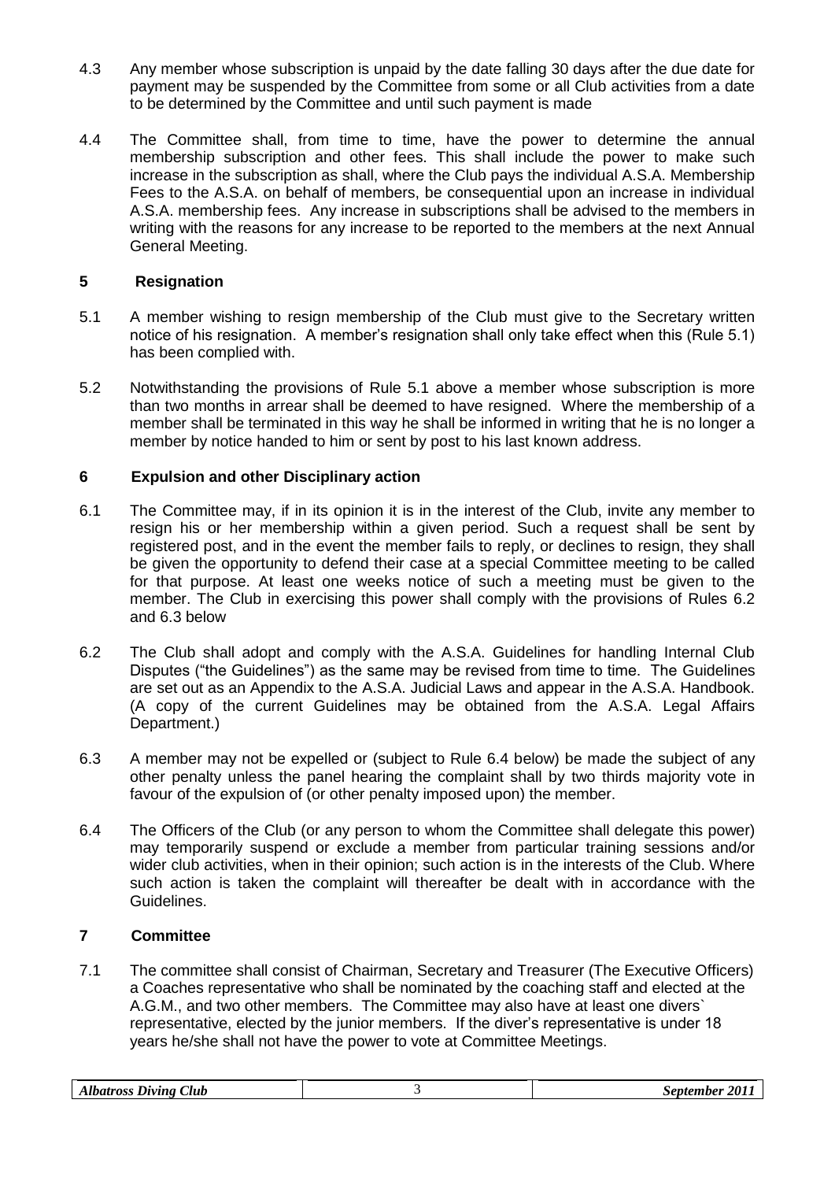4.3 Any member whose subscription is unpaid by the date falling 30 days after the due date for payment may be suspended by the Committee from some or all Club activities from a date to be determined by the Committee and until such payment is made

4.4 The Committee shall, from time to time, have the power to determine the annual membership subscription and other fees. This shall include the power to make such increase in the subscription as shall, where the Club pays the individual A.S.A. Membership Fees to the A.S.A. on behalf of members, be consequential upon an increase in individual A.S.A. membership fees. Any increase in subscriptions shall be advised to the members in writing with the reasons for any increase to be reported to the members at the next Annual General Meeting.

## 5 Resignation

5.1 A member wishing to resign membership of the Club must give to the Secretary written notice of his resignation. A member's resignation shall only take effect when this (Rule 5.1) has been complied with.

5.2 Notwithstanding the provisions of Rule 5.1 above a member whose subscription is more than two months in arrear shall be deemed to have resigned. Where the membership of a member shall be terminated in this way he shall be informed in writing that he is no longer a member by notice handed to him or sent by post to his last known address.

## 6 Expulsion and other Disciplinary action

6.1 The Committee may, if in its opinion it is in the interest of the Club, invite any member to resign his or her membership within a given period. Such a request shall be sent by registered post, and in the event the member fails to reply, or declines to resign, they shall be given the opportunity to defend their case at a special Committee meeting to be called for that purpose. At least one weeks notice of such a meeting must be given to the member. The Club in exercising this power shall comply with the provisions of Rules 6.2 and 6.3 below

6.2 The Club shall adopt and comply with the A.S.A. Guidelines for handling Internal Club Disputes ("the Guidelines") as the same may be revised from time to time. The Guidelines are set out as an Appendix to the A.S.A. Judicial Laws and appear in the A.S.A. Handbook. (A copy of the current Guidelines may be obtained from the A.S.A. Legal Affairs Department.)

6.3 A member may not be expelled or (subject to Rule 6.4 below) be made the subject of any other penalty unless the panel hearing the complaint shall by two thirds majority vote in favour of the expulsion of (or other penalty imposed upon) the member.

6.4 The Officers of the Club (or any person to whom the Committee shall delegate this power) may temporarily suspend or exclude a member from particular training sessions and/or wider club activities, when in their opinion; such action is in the interests of the Club. Where such action is taken the complaint will thereafter be dealt with in accordance with the Guidelines.

## 7 Committee

7.1 The committee shall consist of Chairman, Secretary and Treasurer (The Executive Officers) a Coaches representative who shall be nominated by the coaching staff and elected at the A.G.M., and two other members. The Committee may also have at least one divers` representative, elected by the junior members. If the diver's representative is under 18 years he/she shall not have the power to vote at Committee Meetings.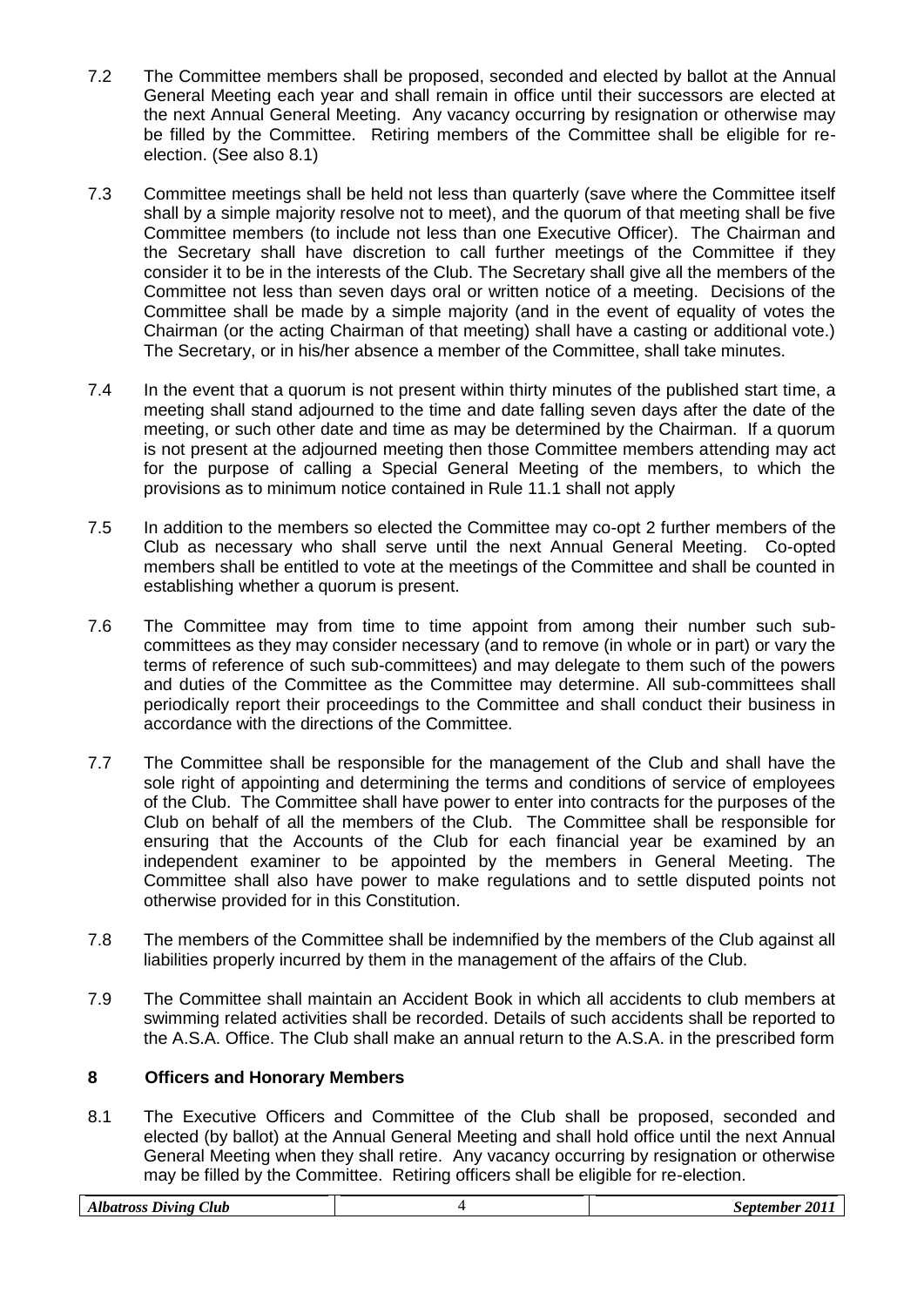7.2 The Committee members shall be proposed, seconded and elected by ballot at the Annual General Meeting each year and shall remain in office until their successors are elected at the next Annual General Meeting. Any vacancy occurring by resignation or otherwise may be filled by the Committee. Retiring members of the Committee shall be eligible for re-election. (See also 8.1)

7.3 Committee meetings shall be held not less than quarterly (save where the Committee itself shall by a simple majority resolve not to meet), and the quorum of that meeting shall be five Committee members (to include not less than one Executive Officer). The Chairman and the Secretary shall have discretion to call further meetings of the Committee if they consider it to be in the interests of the Club. The Secretary shall give all the members of the Committee not less than seven days oral or written notice of a meeting. Decisions of the Committee shall be made by a simple majority (and in the event of equality of votes the Chairman (or the acting Chairman of that meeting) shall have a casting or additional vote.) The Secretary, or in his/her absence a member of the Committee, shall take minutes.

7.4 In the event that a quorum is not present within thirty minutes of the published start time, a meeting shall stand adjourned to the time and date falling seven days after the date of the meeting, or such other date and time as may be determined by the Chairman. If a quorum is not present at the adjourned meeting then those Committee members attending may act for the purpose of calling a Special General Meeting of the members, to which the provisions as to minimum notice contained in Rule 11.1 shall not apply

7.5 In addition to the members so elected the Committee may co-opt 2 further members of the Club as necessary who shall serve until the next Annual General Meeting. Co-opted members shall be entitled to vote at the meetings of the Committee and shall be counted in establishing whether a quorum is present.

7.6 The Committee may from time to time appoint from among their number such sub-committees as they may consider necessary (and to remove (in whole or in part) or vary the terms of reference of such sub-committees) and may delegate to them such of the powers and duties of the Committee as the Committee may determine. All sub-committees shall periodically report their proceedings to the Committee and shall conduct their business in accordance with the directions of the Committee.

7.7 The Committee shall be responsible for the management of the Club and shall have the sole right of appointing and determining the terms and conditions of service of employees of the Club. The Committee shall have power to enter into contracts for the purposes of the Club on behalf of all the members of the Club. The Committee shall be responsible for ensuring that the Accounts of the Club for each financial year be examined by an independent examiner to be appointed by the members in General Meeting. The Committee shall also have power to make regulations and to settle disputed points not otherwise provided for in this Constitution.

7.8 The members of the Committee shall be indemnified by the members of the Club against all liabilities properly incurred by them in the management of the affairs of the Club.

7.9 The Committee shall maintain an Accident Book in which all accidents to club members at swimming related activities shall be recorded. Details of such accidents shall be reported to the A.S.A. Office. The Club shall make an annual return to the A.S.A. in the prescribed form

## 8 Officers and Honorary Members

8.1 The Executive Officers and Committee of the Club shall be proposed, seconded and elected (by ballot) at the Annual General Meeting and shall hold office until the next Annual General Meeting when they shall retire. Any vacancy occurring by resignation or otherwise may be filled by the Committee. Retiring officers shall be eligible for re-election.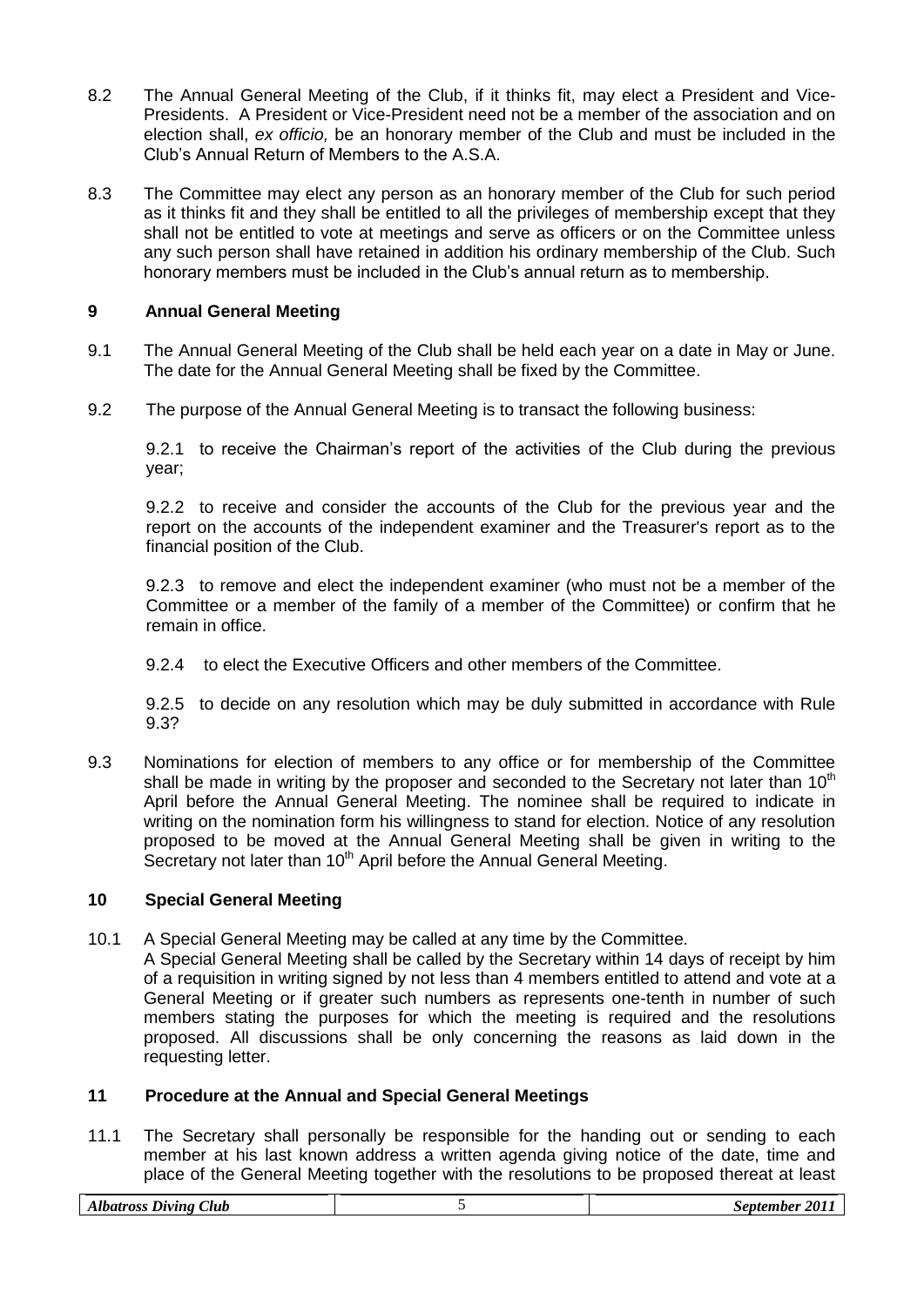8.2 The Annual General Meeting of the Club, if it thinks fit, may elect a President and Vice-Presidents. A President or Vice-President need not be a member of the association and on election shall, *ex officio,* be an honorary member of the Club and must be included in the Club's Annual Return of Members to the A.S.A.

8.3 The Committee may elect any person as an honorary member of the Club for such period as it thinks fit and they shall be entitled to all the privileges of membership except that they shall not be entitled to vote at meetings and serve as officers or on the Committee unless any such person shall have retained in addition his ordinary membership of the Club. Such honorary members must be included in the Club's annual return as to membership.

## 9 Annual General Meeting

9.1 The Annual General Meeting of the Club shall be held each year on a date in May or June. The date for the Annual General Meeting shall be fixed by the Committee.

9.2 The purpose of the Annual General Meeting is to transact the following business:

9.2.1 to receive the Chairman's report of the activities of the Club during the previous year;

9.2.2 to receive and consider the accounts of the Club for the previous year and the report on the accounts of the independent examiner and the Treasurer's report as to the financial position of the Club.

9.2.3 to remove and elect the independent examiner (who must not be a member of the Committee or a member of the family of a member of the Committee) or confirm that he remain in office.

9.2.4 to elect the Executive Officers and other members of the Committee.

9.2.5 to decide on any resolution which may be duly submitted in accordance with Rule 9.3?

9.3 Nominations for election of members to any office or for membership of the Committee shall be made in writing by the proposer and seconded to the Secretary not later than 10th April before the Annual General Meeting. The nominee shall be required to indicate in writing on the nomination form his willingness to stand for election. Notice of any resolution proposed to be moved at the Annual General Meeting shall be given in writing to the Secretary not later than 10th April before the Annual General Meeting.

## 10 Special General Meeting

10.1 A Special General Meeting may be called at any time by the Committee.
A Special General Meeting shall be called by the Secretary within 14 days of receipt by him of a requisition in writing signed by not less than 4 members entitled to attend and vote at a General Meeting or if greater such numbers as represents one-tenth in number of such members stating the purposes for which the meeting is required and the resolutions proposed. All discussions shall be only concerning the reasons as laid down in the requesting letter.

## 11 Procedure at the Annual and Special General Meetings

11.1 The Secretary shall personally be responsible for the handing out or sending to each member at his last known address a written agenda giving notice of the date, time and place of the General Meeting together with the resolutions to be proposed thereat at least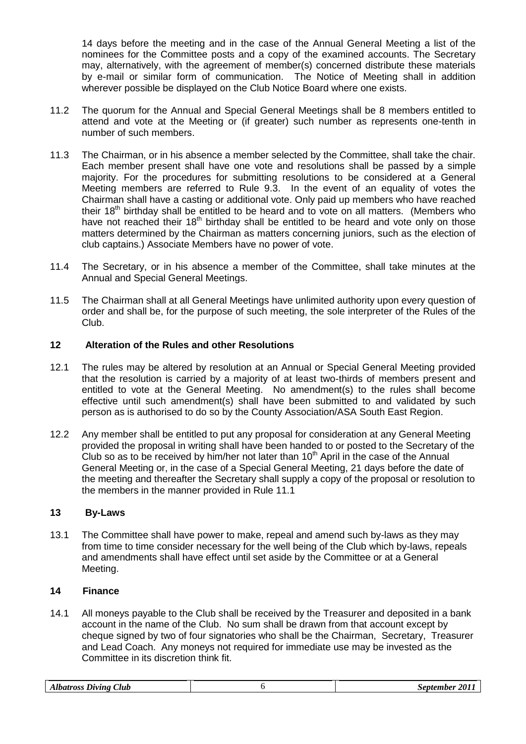14 days before the meeting and in the case of the Annual General Meeting a list of the nominees for the Committee posts and a copy of the examined accounts. The Secretary may, alternatively, with the agreement of member(s) concerned distribute these materials by e-mail or similar form of communication. The Notice of Meeting shall in addition wherever possible be displayed on the Club Notice Board where one exists.

11.2 The quorum for the Annual and Special General Meetings shall be 8 members entitled to attend and vote at the Meeting or (if greater) such number as represents one-tenth in number of such members.

11.3 The Chairman, or in his absence a member selected by the Committee, shall take the chair. Each member present shall have one vote and resolutions shall be passed by a simple majority. For the procedures for submitting resolutions to be considered at a General Meeting members are referred to Rule 9.3. In the event of an equality of votes the Chairman shall have a casting or additional vote. Only paid up members who have reached their 18th birthday shall be entitled to be heard and to vote on all matters. (Members who have not reached their 18th birthday shall be entitled to be heard and vote only on those matters determined by the Chairman as matters concerning juniors, such as the election of club captains.) Associate Members have no power of vote.

11.4 The Secretary, or in his absence a member of the Committee, shall take minutes at the Annual and Special General Meetings.

11.5 The Chairman shall at all General Meetings have unlimited authority upon every question of order and shall be, for the purpose of such meeting, the sole interpreter of the Rules of the Club.

## 12 Alteration of the Rules and other Resolutions

12.1 The rules may be altered by resolution at an Annual or Special General Meeting provided that the resolution is carried by a majority of at least two-thirds of members present and entitled to vote at the General Meeting. No amendment(s) to the rules shall become effective until such amendment(s) shall have been submitted to and validated by such person as is authorised to do so by the County Association/ASA South East Region.

12.2 Any member shall be entitled to put any proposal for consideration at any General Meeting provided the proposal in writing shall have been handed to or posted to the Secretary of the Club so as to be received by him/her not later than 10th April in the case of the Annual General Meeting or, in the case of a Special General Meeting, 21 days before the date of the meeting and thereafter the Secretary shall supply a copy of the proposal or resolution to the members in the manner provided in Rule 11.1

## 13 By-Laws

13.1 The Committee shall have power to make, repeal and amend such by-laws as they may from time to time consider necessary for the well being of the Club which by-laws, repeals and amendments shall have effect until set aside by the Committee or at a General Meeting.

## 14 Finance

14.1 All moneys payable to the Club shall be received by the Treasurer and deposited in a bank account in the name of the Club. No sum shall be drawn from that account except by cheque signed by two of four signatories who shall be the Chairman, Secretary, Treasurer and Lead Coach. Any moneys not required for immediate use may be invested as the Committee in its discretion think fit.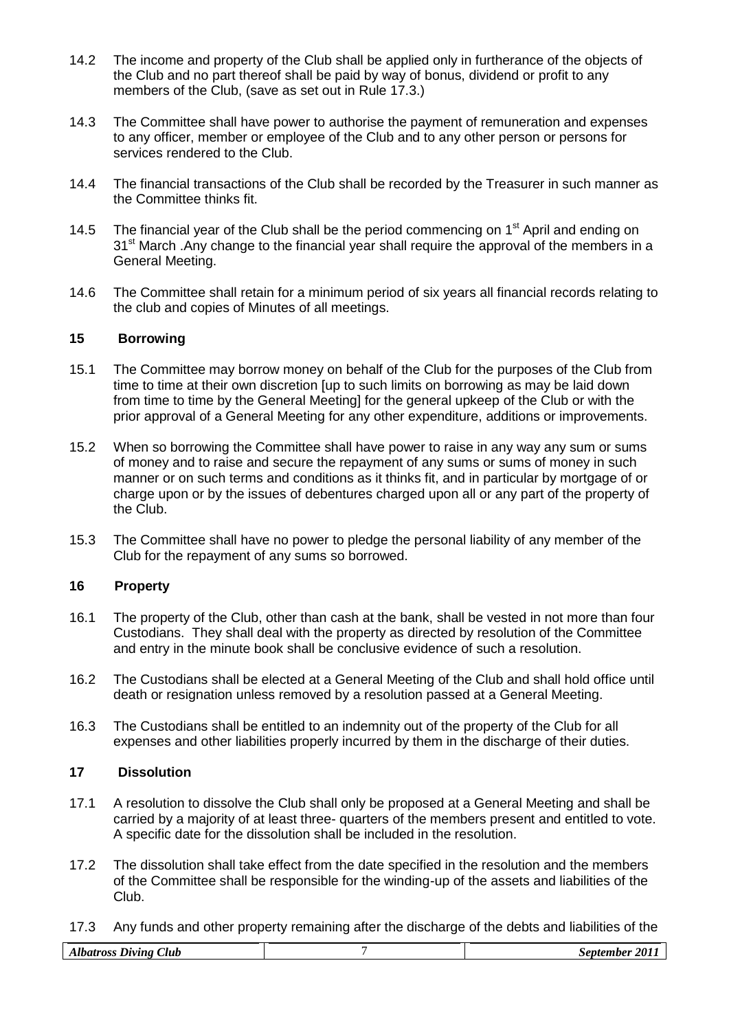14.2 The income and property of the Club shall be applied only in furtherance of the objects of the Club and no part thereof shall be paid by way of bonus, dividend or profit to any members of the Club, (save as set out in Rule 17.3.)

14.3 The Committee shall have power to authorise the payment of remuneration and expenses to any officer, member or employee of the Club and to any other person or persons for services rendered to the Club.

14.4 The financial transactions of the Club shall be recorded by the Treasurer in such manner as the Committee thinks fit.

14.5 The financial year of the Club shall be the period commencing on 1st April and ending on 31st March .Any change to the financial year shall require the approval of the members in a General Meeting.

14.6 The Committee shall retain for a minimum period of six years all financial records relating to the club and copies of Minutes of all meetings.

## 15 Borrowing

15.1 The Committee may borrow money on behalf of the Club for the purposes of the Club from time to time at their own discretion [up to such limits on borrowing as may be laid down from time to time by the General Meeting] for the general upkeep of the Club or with the prior approval of a General Meeting for any other expenditure, additions or improvements.

15.2 When so borrowing the Committee shall have power to raise in any way any sum or sums of money and to raise and secure the repayment of any sums or sums of money in such manner or on such terms and conditions as it thinks fit, and in particular by mortgage of or charge upon or by the issues of debentures charged upon all or any part of the property of the Club.

15.3 The Committee shall have no power to pledge the personal liability of any member of the Club for the repayment of any sums so borrowed.

## 16 Property

16.1 The property of the Club, other than cash at the bank, shall be vested in not more than four Custodians. They shall deal with the property as directed by resolution of the Committee and entry in the minute book shall be conclusive evidence of such a resolution.

16.2 The Custodians shall be elected at a General Meeting of the Club and shall hold office until death or resignation unless removed by a resolution passed at a General Meeting.

16.3 The Custodians shall be entitled to an indemnity out of the property of the Club for all expenses and other liabilities properly incurred by them in the discharge of their duties.

## 17 Dissolution

17.1 A resolution to dissolve the Club shall only be proposed at a General Meeting and shall be carried by a majority of at least three- quarters of the members present and entitled to vote. A specific date for the dissolution shall be included in the resolution.

17.2 The dissolution shall take effect from the date specified in the resolution and the members of the Committee shall be responsible for the winding-up of the assets and liabilities of the Club.

17.3 Any funds and other property remaining after the discharge of the debts and liabilities of the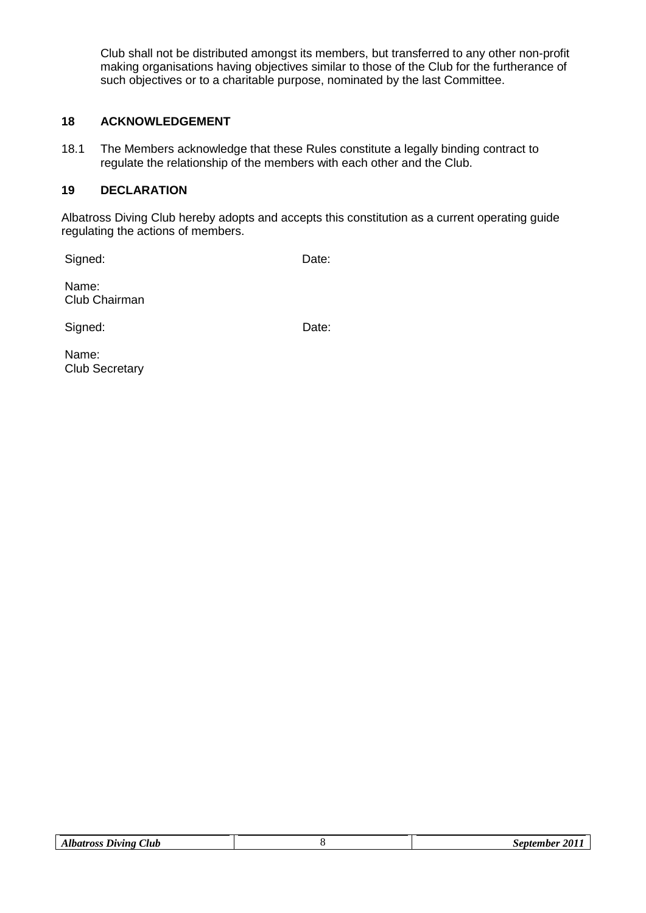Club shall not be distributed amongst its members, but transferred to any other non-profit making organisations having objectives similar to those of the Club for the furtherance of such objectives or to a charitable purpose, nominated by the last Committee.

## 18 ACKNOWLEDGEMENT

18.1 The Members acknowledge that these Rules constitute a legally binding contract to regulate the relationship of the members with each other and the Club.

## 19 DECLARATION

Albatross Diving Club hereby adopts and accepts this constitution as a current operating guide regulating the actions of members.

Signed: Date:

Name:
Club Chairman

Signed: Date:

Name:
Club Secretary